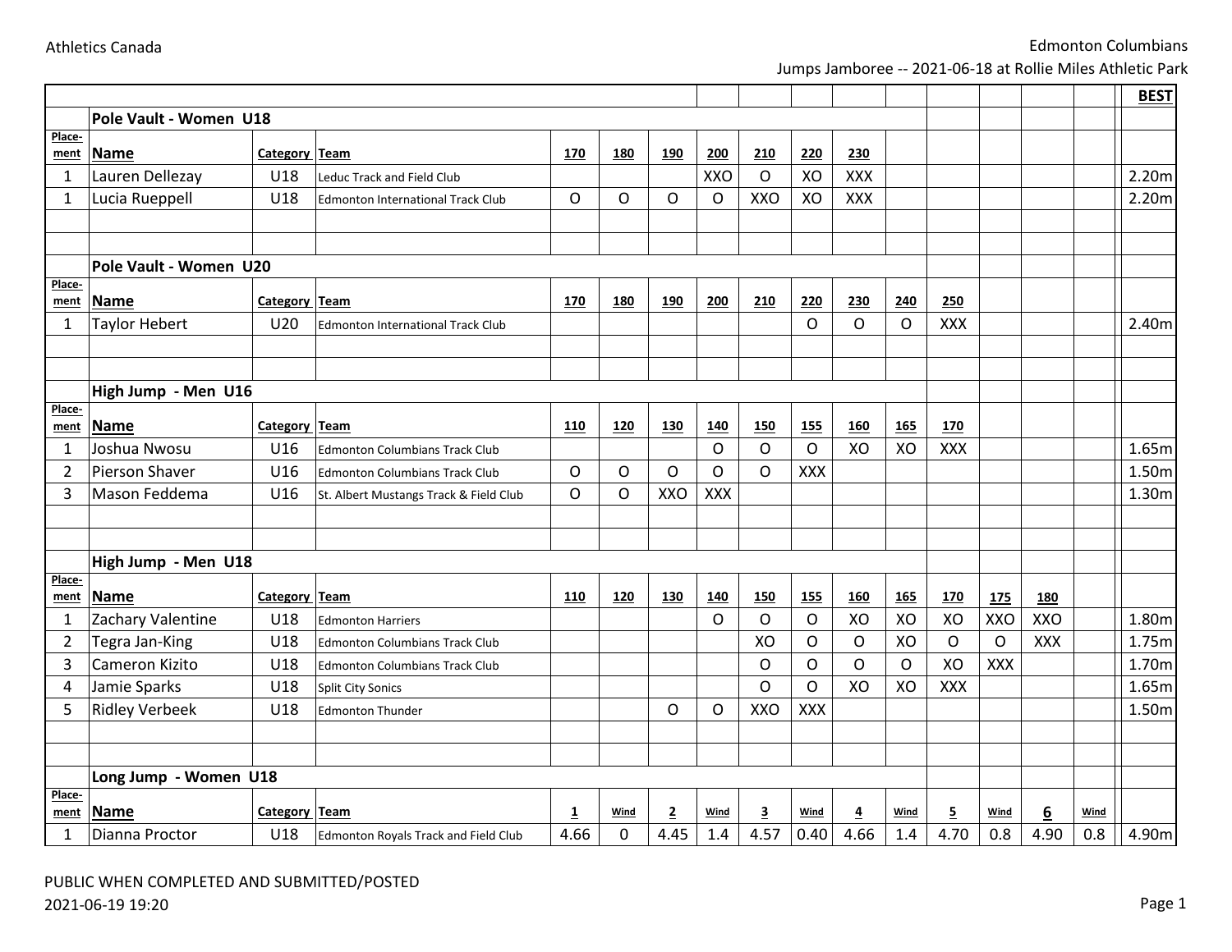Athletics Canada

Edmonton Columbians

Jumps Jamboree -- 2021-06-18 at Rollie Miles Athletic Park

## Pole Vault - Women U18

| Placement | Name | Category | Team | 170 | 180 | 190 | 200 | 210 | 220 | 230 | BEST |
|---|---|---|---|---|---|---|---|---|---|---|---|
| 1 | Lauren Dellezay | U18 | Leduc Track and Field Club | | | | XXO | O | XO | XXX | 2.20m |
| 1 | Lucia Rueppell | U18 | Edmonton International Track Club | O | O | O | O | XXO | XO | XXX | 2.20m |

## Pole Vault - Women U20

| Placement | Name | Category | Team | 170 | 180 | 190 | 200 | 210 | 220 | 230 | 240 | 250 | BEST |
|---|---|---|---|---|---|---|---|---|---|---|---|---|---|
| 1 | Taylor Hebert | U20 | Edmonton International Track Club | | | | | | O | O | O | XXX | 2.40m |

## High Jump - Men U16

| Placement | Name | Category | Team | 110 | 120 | 130 | 140 | 150 | 155 | 160 | 165 | 170 | BEST |
|---|---|---|---|---|---|---|---|---|---|---|---|---|---|
| 1 | Joshua Nwosu | U16 | Edmonton Columbians Track Club | | | | O | O | O | XO | XO | XXX | 1.65m |
| 2 | Pierson Shaver | U16 | Edmonton Columbians Track Club | O | O | O | O | O | XXX | | | | 1.50m |
| 3 | Mason Feddema | U16 | St. Albert Mustangs Track & Field Club | O | O | XXO | XXX | | | | | | 1.30m |

## High Jump - Men U18

| Placement | Name | Category | Team | 110 | 120 | 130 | 140 | 150 | 155 | 160 | 165 | 170 | 175 | 180 | BEST |
|---|---|---|---|---|---|---|---|---|---|---|---|---|---|---|---|
| 1 | Zachary Valentine | U18 | Edmonton Harriers | | | | O | O | O | XO | XO | XO | XXO | XXO | 1.80m |
| 2 | Tegra Jan-King | U18 | Edmonton Columbians Track Club | | | | | XO | O | O | XO | O | O | XXX | 1.75m |
| 3 | Cameron Kizito | U18 | Edmonton Columbians Track Club | | | | | O | O | O | O | XO | XXX | | 1.70m |
| 4 | Jamie Sparks | U18 | Split City Sonics | | | | | O | O | XO | XO | XXX | | | 1.65m |
| 5 | Ridley Verbeek | U18 | Edmonton Thunder | | | O | O | XXO | XXX | | | | | | 1.50m |

## Long Jump - Women U18

| Placement | Name | Category | Team | 1 | Wind | 2 | Wind | 3 | Wind | 4 | Wind | 5 | Wind | 6 | Wind | BEST |
|---|---|---|---|---|---|---|---|---|---|---|---|---|---|---|---|---|
| 1 | Dianna Proctor | U18 | Edmonton Royals Track and Field Club | 4.66 | 0 | 4.45 | 1.4 | 4.57 | 0.40 | 4.66 | 1.4 | 4.70 | 0.8 | 4.90 | 0.8 | 4.90m |

PUBLIC WHEN COMPLETED AND SUBMITTED/POSTED

2021-06-19 19:20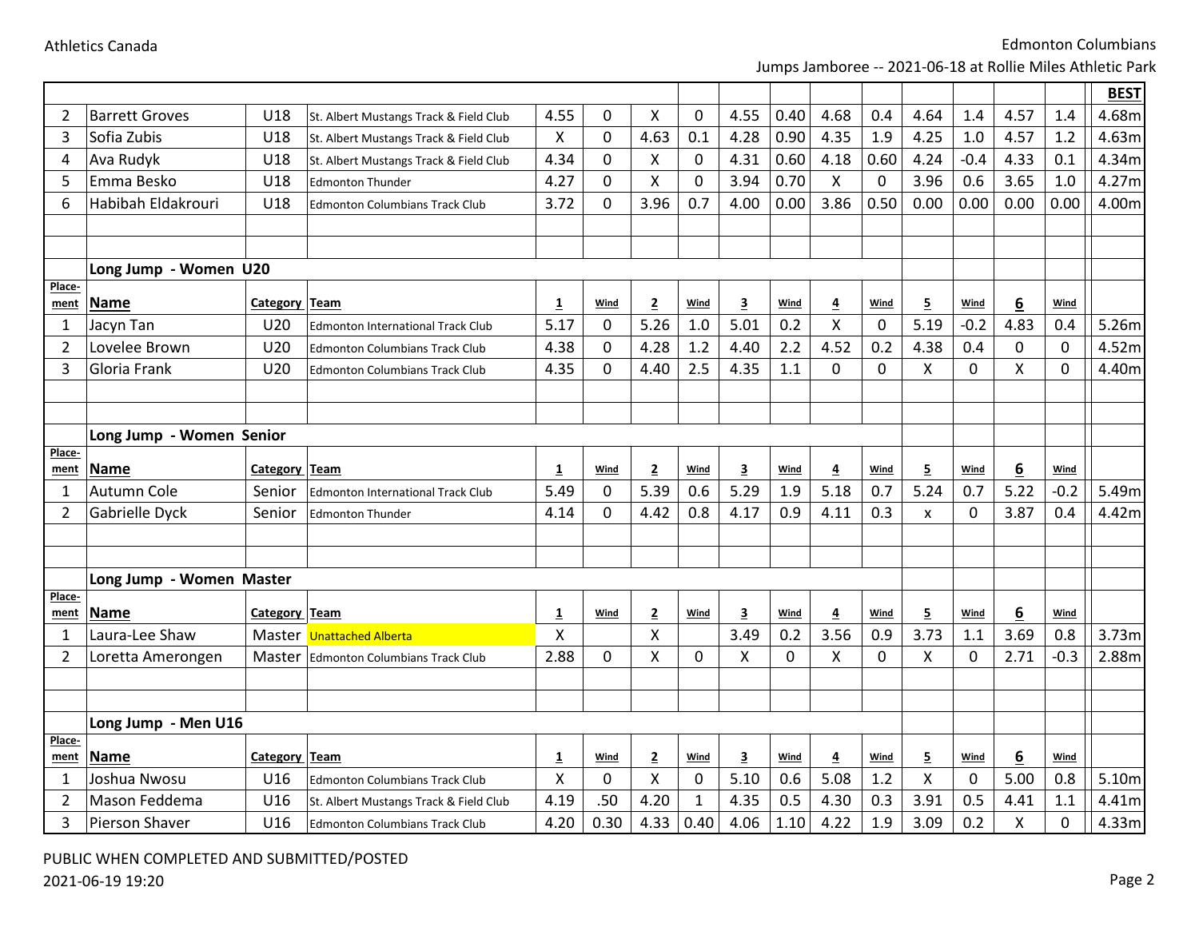| | | | | | | | | | | | | | | | | BEST |
|---|---|---|---|---|---|---|---|---|---|---|---|---|---|---|---|---|
| 2 | Barrett Groves | U18 | St. Albert Mustangs Track & Field Club | 4.55 | 0 | X | 0 | 4.55 | 0.40 | 4.68 | 0.4 | 4.64 | 1.4 | 4.57 | 1.4 | 4.68m |
| 3 | Sofia Zubis | U18 | St. Albert Mustangs Track & Field Club | X | 0 | 4.63 | 0.1 | 4.28 | 0.90 | 4.35 | 1.9 | 4.25 | 1.0 | 4.57 | 1.2 | 4.63m |
| 4 | Ava Rudyk | U18 | St. Albert Mustangs Track & Field Club | 4.34 | 0 | X | 0 | 4.31 | 0.60 | 4.18 | 0.60 | 4.24 | -0.4 | 4.33 | 0.1 | 4.34m |
| 5 | Emma Besko | U18 | Edmonton Thunder | 4.27 | 0 | X | 0 | 3.94 | 0.70 | X | 0 | 3.96 | 0.6 | 3.65 | 1.0 | 4.27m |
| 6 | Habibah Eldakrouri | U18 | Edmonton Columbians Track Club | 3.72 | 0 | 3.96 | 0.7 | 4.00 | 0.00 | 3.86 | 0.50 | 0.00 | 0.00 | 0.00 | 0.00 | 4.00m |

## Long Jump - Women U20

| Placement | Name | Category | Team | 1 | Wind | 2 | Wind | 3 | Wind | 4 | Wind | 5 | Wind | 6 | Wind | |
|---|---|---|---|---|---|---|---|---|---|---|---|---|---|---|---|---|
| 1 | Jacyn Tan | U20 | Edmonton International Track Club | 5.17 | 0 | 5.26 | 1.0 | 5.01 | 0.2 | X | 0 | 5.19 | -0.2 | 4.83 | 0.4 | 5.26m |
| 2 | Lovelee Brown | U20 | Edmonton Columbians Track Club | 4.38 | 0 | 4.28 | 1.2 | 4.40 | 2.2 | 4.52 | 0.2 | 4.38 | 0.4 | 0 | 0 | 4.52m |
| 3 | Gloria Frank | U20 | Edmonton Columbians Track Club | 4.35 | 0 | 4.40 | 2.5 | 4.35 | 1.1 | 0 | 0 | X | 0 | X | 0 | 4.40m |

## Long Jump - Women Senior

| Placement | Name | Category | Team | 1 | Wind | 2 | Wind | 3 | Wind | 4 | Wind | 5 | Wind | 6 | Wind | |
|---|---|---|---|---|---|---|---|---|---|---|---|---|---|---|---|---|
| 1 | Autumn Cole | Senior | Edmonton International Track Club | 5.49 | 0 | 5.39 | 0.6 | 5.29 | 1.9 | 5.18 | 0.7 | 5.24 | 0.7 | 5.22 | -0.2 | 5.49m |
| 2 | Gabrielle Dyck | Senior | Edmonton Thunder | 4.14 | 0 | 4.42 | 0.8 | 4.17 | 0.9 | 4.11 | 0.3 | x | 0 | 3.87 | 0.4 | 4.42m |

## Long Jump - Women Master

| Placement | Name | Category | Team | 1 | Wind | 2 | Wind | 3 | Wind | 4 | Wind | 5 | Wind | 6 | Wind | |
|---|---|---|---|---|---|---|---|---|---|---|---|---|---|---|---|---|
| 1 | Laura-Lee Shaw | Master | Unattached Alberta | X | | X | | 3.49 | 0.2 | 3.56 | 0.9 | 3.73 | 1.1 | 3.69 | 0.8 | 3.73m |
| 2 | Loretta Amerongen | Master | Edmonton Columbians Track Club | 2.88 | 0 | X | 0 | X | 0 | X | 0 | X | 0 | 2.71 | -0.3 | 2.88m |

## Long Jump - Men U16

| Placement | Name | Category | Team | 1 | Wind | 2 | Wind | 3 | Wind | 4 | Wind | 5 | Wind | 6 | Wind | |
|---|---|---|---|---|---|---|---|---|---|---|---|---|---|---|---|---|
| 1 | Joshua Nwosu | U16 | Edmonton Columbians Track Club | X | 0 | X | 0 | 5.10 | 0.6 | 5.08 | 1.2 | X | 0 | 5.00 | 0.8 | 5.10m |
| 2 | Mason Feddema | U16 | St. Albert Mustangs Track & Field Club | 4.19 | .50 | 4.20 | 1 | 4.35 | 0.5 | 4.30 | 0.3 | 3.91 | 0.5 | 4.41 | 1.1 | 4.41m |
| 3 | Pierson Shaver | U16 | Edmonton Columbians Track Club | 4.20 | 0.30 | 4.33 | 0.40 | 4.06 | 1.10 | 4.22 | 1.9 | 3.09 | 0.2 | X | 0 | 4.33m |

PUBLIC WHEN COMPLETED AND SUBMITTED/POSTED
2021-06-19 19:20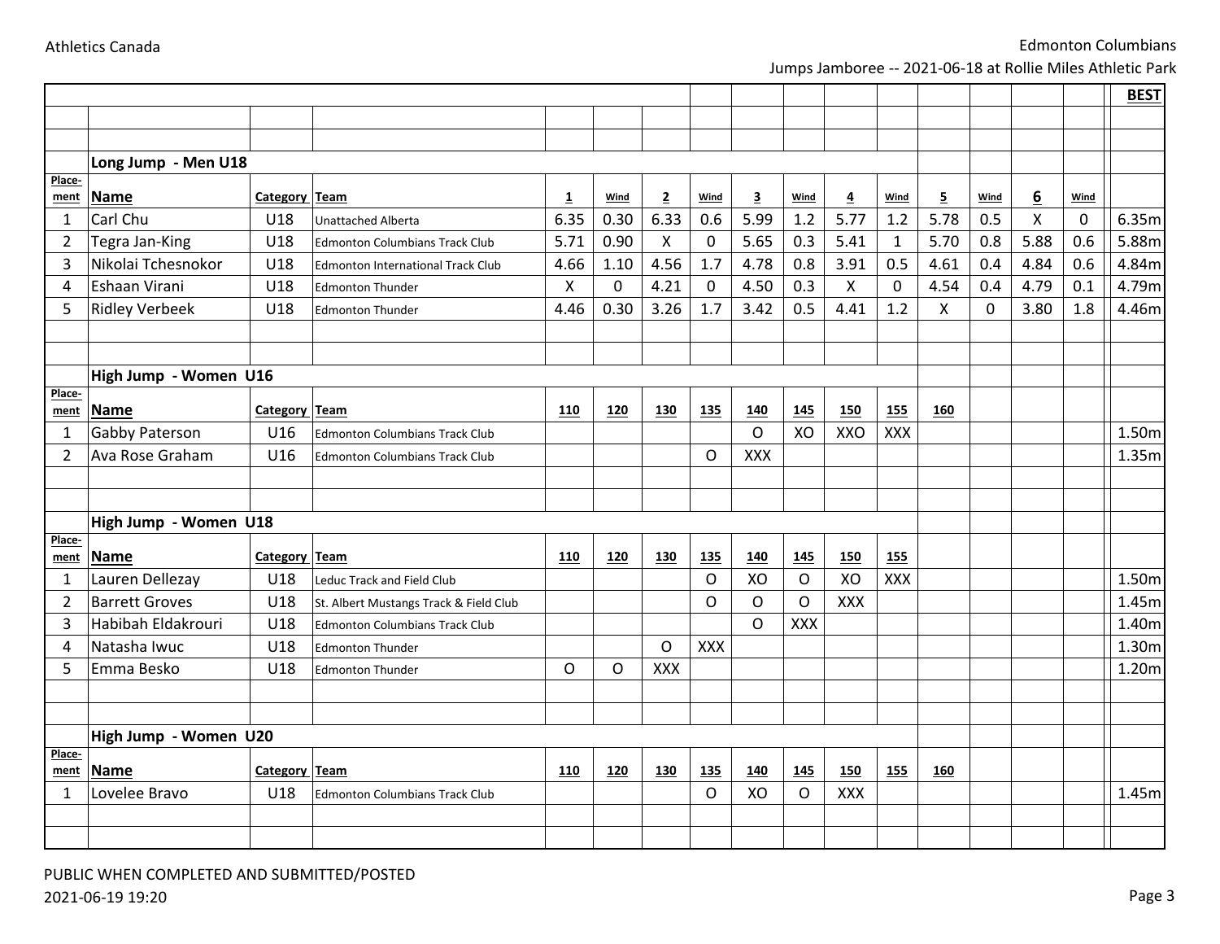Athletics Canada

Edmonton Columbians

Jumps Jamboree -- 2021-06-18 at Rollie Miles Athletic Park

### Long Jump - Men U18

| Placement | Name | Category | Team | 1 | Wind | 2 | Wind | 3 | Wind | 4 | Wind | 5 | Wind | 6 | Wind | BEST |
|---|---|---|---|---|---|---|---|---|---|---|---|---|---|---|---|---|
| 1 | Carl Chu | U18 | Unattached Alberta | 6.35 | 0.30 | 6.33 | 0.6 | 5.99 | 1.2 | 5.77 | 1.2 | 5.78 | 0.5 | X | 0 | 6.35m |
| 2 | Tegra Jan-King | U18 | Edmonton Columbians Track Club | 5.71 | 0.90 | X | 0 | 5.65 | 0.3 | 5.41 | 1 | 5.70 | 0.8 | 5.88 | 0.6 | 5.88m |
| 3 | Nikolai Tchesnokor | U18 | Edmonton International Track Club | 4.66 | 1.10 | 4.56 | 1.7 | 4.78 | 0.8 | 3.91 | 0.5 | 4.61 | 0.4 | 4.84 | 0.6 | 4.84m |
| 4 | Eshaan Virani | U18 | Edmonton Thunder | X | 0 | 4.21 | 0 | 4.50 | 0.3 | X | 0 | 4.54 | 0.4 | 4.79 | 0.1 | 4.79m |
| 5 | Ridley Verbeek | U18 | Edmonton Thunder | 4.46 | 0.30 | 3.26 | 1.7 | 3.42 | 0.5 | 4.41 | 1.2 | X | 0 | 3.80 | 1.8 | 4.46m |

### High Jump - Women U16

| Placement | Name | Category | Team | 110 | 120 | 130 | 135 | 140 | 145 | 150 | 155 | 160 | BEST |
|---|---|---|---|---|---|---|---|---|---|---|---|---|---|
| 1 | Gabby Paterson | U16 | Edmonton Columbians Track Club | | | | | O | XO | XXO | XXX | | 1.50m |
| 2 | Ava Rose Graham | U16 | Edmonton Columbians Track Club | | | | O | XXX | | | | | 1.35m |

### High Jump - Women U18

| Placement | Name | Category | Team | 110 | 120 | 130 | 135 | 140 | 145 | 150 | 155 | BEST |
|---|---|---|---|---|---|---|---|---|---|---|---|---|
| 1 | Lauren Dellezay | U18 | Leduc Track and Field Club | | | | O | XO | O | XO | XXX | 1.50m |
| 2 | Barrett Groves | U18 | St. Albert Mustangs Track & Field Club | | | | O | O | O | XXX | | 1.45m |
| 3 | Habibah Eldakrouri | U18 | Edmonton Columbians Track Club | | | | | O | XXX | | | 1.40m |
| 4 | Natasha Iwuc | U18 | Edmonton Thunder | | | O | XXX | | | | | 1.30m |
| 5 | Emma Besko | U18 | Edmonton Thunder | O | O | XXX | | | | | | 1.20m |

### High Jump - Women U20

| Placement | Name | Category | Team | 110 | 120 | 130 | 135 | 140 | 145 | 150 | 155 | 160 | BEST |
|---|---|---|---|---|---|---|---|---|---|---|---|---|---|
| 1 | Lovelee Bravo | U18 | Edmonton Columbians Track Club | | | | O | XO | O | XXX | | | 1.45m |

PUBLIC WHEN COMPLETED AND SUBMITTED/POSTED

2021-06-19 19:20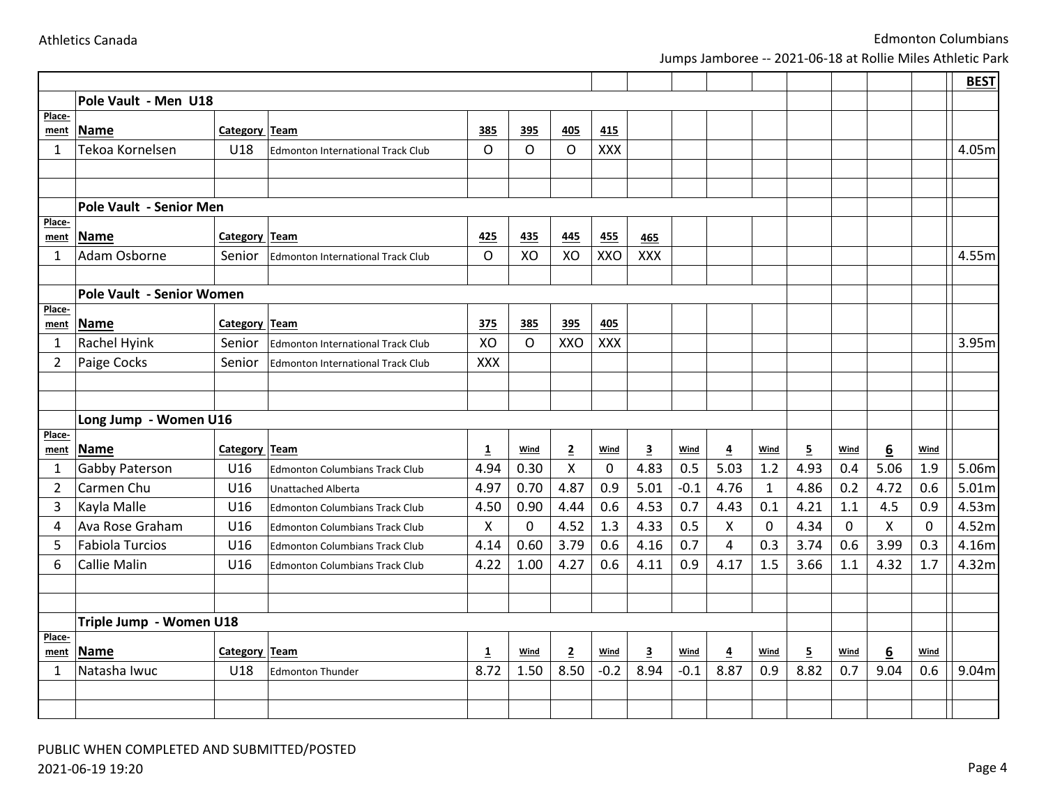## Pole Vault - Men U18

| Placement | Name | Category | Team | 385 | 395 | 405 | 415 | BEST |
|---|---|---|---|---|---|---|---|---|
| 1 | Tekoa Kornelsen | U18 | Edmonton International Track Club | O | O | O | XXX | 4.05m |

## Pole Vault - Senior Men

| Placement | Name | Category | Team | 425 | 435 | 445 | 455 | 465 | BEST |
|---|---|---|---|---|---|---|---|---|---|
| 1 | Adam Osborne | Senior | Edmonton International Track Club | O | XO | XO | XXO | XXX | 4.55m |

## Pole Vault - Senior Women

| Placement | Name | Category | Team | 375 | 385 | 395 | 405 | BEST |
|---|---|---|---|---|---|---|---|---|
| 1 | Rachel Hyink | Senior | Edmonton International Track Club | XO | O | XXO | XXX | 3.95m |
| 2 | Paige Cocks | Senior | Edmonton International Track Club | XXX | | | | |

## Long Jump - Women U16

| Placement | Name | Category | Team | 1 | Wind | 2 | Wind | 3 | Wind | 4 | Wind | 5 | Wind | 6 | Wind | BEST |
|---|---|---|---|---|---|---|---|---|---|---|---|---|---|---|---|---|
| 1 | Gabby Paterson | U16 | Edmonton Columbians Track Club | 4.94 | 0.30 | X | 0 | 4.83 | 0.5 | 5.03 | 1.2 | 4.93 | 0.4 | 5.06 | 1.9 | 5.06m |
| 2 | Carmen Chu | U16 | Unattached Alberta | 4.97 | 0.70 | 4.87 | 0.9 | 5.01 | -0.1 | 4.76 | 1 | 4.86 | 0.2 | 4.72 | 0.6 | 5.01m |
| 3 | Kayla Malle | U16 | Edmonton Columbians Track Club | 4.50 | 0.90 | 4.44 | 0.6 | 4.53 | 0.7 | 4.43 | 0.1 | 4.21 | 1.1 | 4.5 | 0.9 | 4.53m |
| 4 | Ava Rose Graham | U16 | Edmonton Columbians Track Club | X | 0 | 4.52 | 1.3 | 4.33 | 0.5 | X | 0 | 4.34 | 0 | X | 0 | 4.52m |
| 5 | Fabiola Turcios | U16 | Edmonton Columbians Track Club | 4.14 | 0.60 | 3.79 | 0.6 | 4.16 | 0.7 | 4 | 0.3 | 3.74 | 0.6 | 3.99 | 0.3 | 4.16m |
| 6 | Callie Malin | U16 | Edmonton Columbians Track Club | 4.22 | 1.00 | 4.27 | 0.6 | 4.11 | 0.9 | 4.17 | 1.5 | 3.66 | 1.1 | 4.32 | 1.7 | 4.32m |

## Triple Jump - Women U18

| Placement | Name | Category | Team | 1 | Wind | 2 | Wind | 3 | Wind | 4 | Wind | 5 | Wind | 6 | Wind | BEST |
|---|---|---|---|---|---|---|---|---|---|---|---|---|---|---|---|---|
| 1 | Natasha Iwuc | U18 | Edmonton Thunder | 8.72 | 1.50 | 8.50 | -0.2 | 8.94 | -0.1 | 8.87 | 0.9 | 8.82 | 0.7 | 9.04 | 0.6 | 9.04m |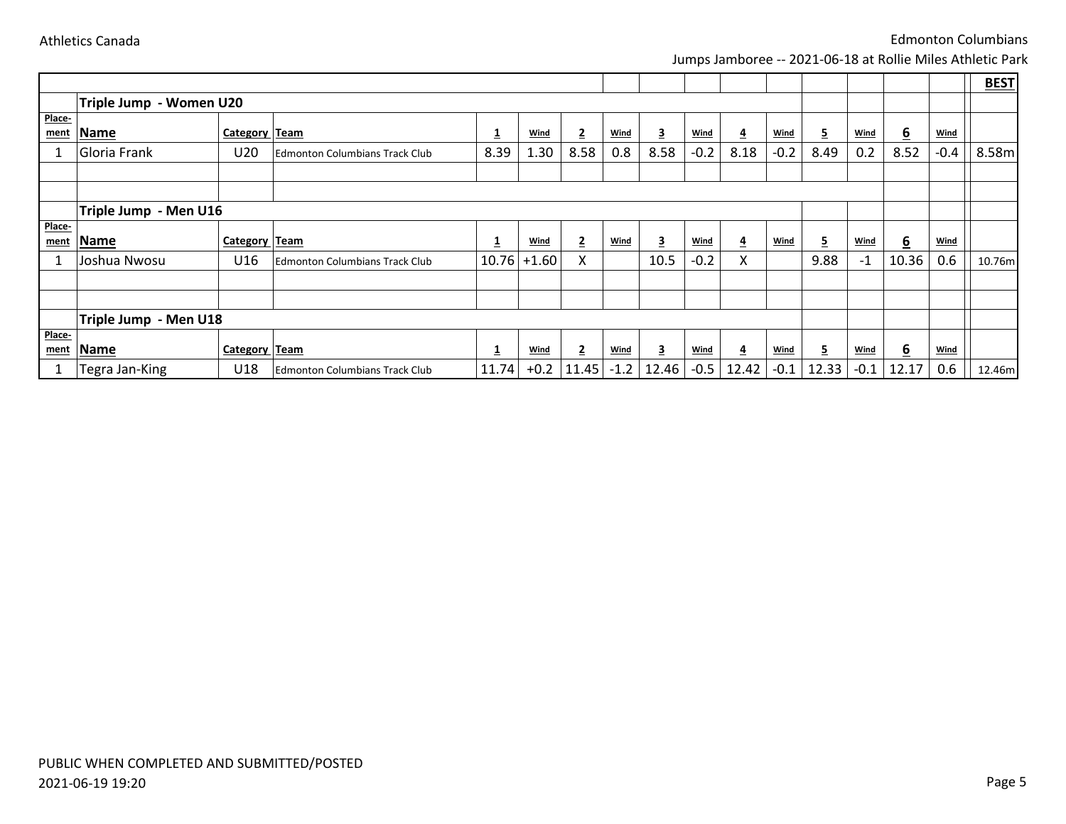| | | | | | | | | | | | | | | | | | BEST |
|---|---|---|---|---|---|---|---|---|---|---|---|---|---|---|---|---|---|
| | **Triple Jump - Women U20** | | | | | | | | | | | | | | | | |
| Place-ment | **Name** | Category | Team | 1 | Wind | 2 | Wind | 3 | Wind | 4 | Wind | 5 | Wind | 6 | Wind | | |
| 1 | Gloria Frank | U20 | Edmonton Columbians Track Club | 8.39 | 1.30 | 8.58 | 0.8 | 8.58 | -0.2 | 8.18 | -0.2 | 8.49 | 0.2 | 8.52 | -0.4 | | 8.58m |
| | | | | | | | | | | | | | | | | | |
| | | | | | | | | | | | | | | | | | |
| | **Triple Jump - Men U16** | | | | | | | | | | | | | | | | |
| Place-ment | **Name** | Category | Team | 1 | Wind | 2 | Wind | 3 | Wind | 4 | Wind | 5 | Wind | 6 | Wind | | |
| 1 | Joshua Nwosu | U16 | Edmonton Columbians Track Club | 10.76 | +1.60 | X | | 10.5 | -0.2 | X | | 9.88 | -1 | 10.36 | 0.6 | | 10.76m |
| | | | | | | | | | | | | | | | | | |
| | | | | | | | | | | | | | | | | | |
| | **Triple Jump - Men U18** | | | | | | | | | | | | | | | | |
| Place-ment | **Name** | Category | Team | 1 | Wind | 2 | Wind | 3 | Wind | 4 | Wind | 5 | Wind | 6 | Wind | | |
| 1 | Tegra Jan-King | U18 | Edmonton Columbians Track Club | 11.74 | +0.2 | 11.45 | -1.2 | 12.46 | -0.5 | 12.42 | -0.1 | 12.33 | -0.1 | 12.17 | 0.6 | | 12.46m |

PUBLIC WHEN COMPLETED AND SUBMITTED/POSTED
2021-06-19 19:20